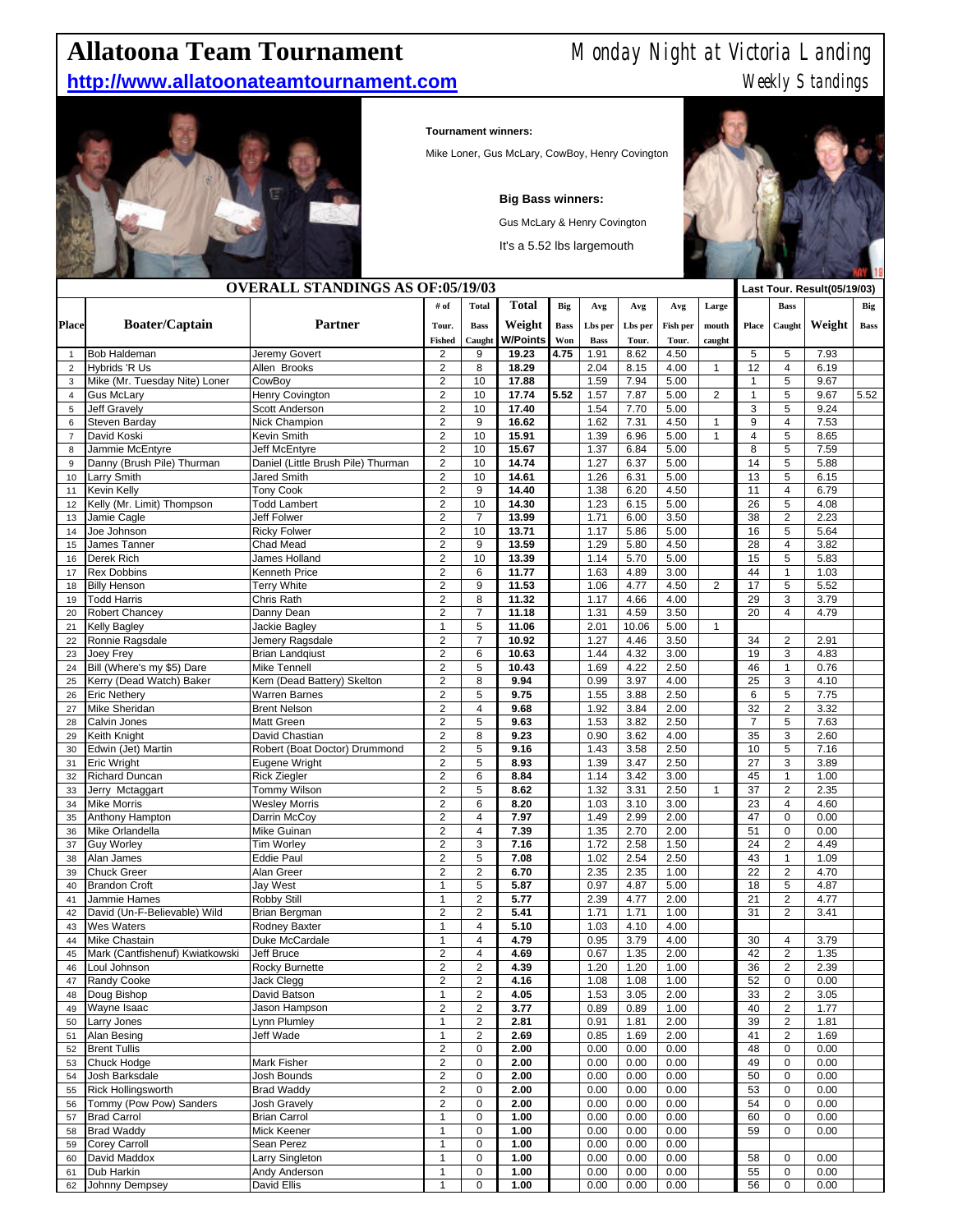# Allatoona Team Tournament

**http://www.allatoonateamtournament.com**

Monday Night at Victoria Landing

Weekly Standings

**Tournament winners:**

Mike Loner, Gus McLary, CowBoy, Henry Covington

**Big Bass winners:**

Gus McLary & Henry Covington

It's a 5.52 lbs largemouth

## OVERALL STANDINGS AS OF:05/19/03

| Place | Boater/Captain | Partner | # of Tour. Fished | Total Bass Caught | Total Weight W/Points | Big Bass Won | Avg Lbs per Bass | Avg Lbs per Tour. | Avg Fish per Tour. | Large mouth caught | Last Tour. Result(05/19/03) Place | Bass Caught | Weight | Big Bass |
|---|---|---|---|---|---|---|---|---|---|---|---|---|---|---|
| 1 | Bob Haldeman | Jeremy Govert | 2 | 9 | **19.23** | **4.75** | 1.91 | 8.62 | 4.50 | | 5 | 5 | 7.93 | |
| 2 | Hybrids 'R Us | Allen Brooks | 2 | 8 | **18.29** | | 2.04 | 8.15 | 4.00 | 1 | 12 | 4 | 6.19 | |
| 3 | Mike (Mr. Tuesday Nite) Loner | CowBoy | 2 | 10 | **17.88** | | 1.59 | 7.94 | 5.00 | | 1 | 5 | 9.67 | |
| 4 | Gus McLary | Henry Covington | 2 | 10 | **17.74** | **5.52** | 1.57 | 7.87 | 5.00 | 2 | 1 | 5 | 9.67 | 5.52 |
| 5 | Jeff Gravely | Scott Anderson | 2 | 10 | **17.40** | | 1.54 | 7.70 | 5.00 | | 3 | 5 | 9.24 | |
| 6 | Steven Barday | Nick Champion | 2 | 9 | **16.62** | | 1.62 | 7.31 | 4.50 | 1 | 9 | 4 | 7.53 | |
| 7 | David Koski | Kevin Smith | 2 | 10 | **15.91** | | 1.39 | 6.96 | 5.00 | 1 | 4 | 5 | 8.65 | |
| 8 | Jammie McEntyre | Jeff McEntyre | 2 | 10 | **15.67** | | 1.37 | 6.84 | 5.00 | | 8 | 5 | 7.59 | |
| 9 | Danny (Brush Pile) Thurman | Daniel (Little Brush Pile) Thurman | 2 | 10 | **14.74** | | 1.27 | 6.37 | 5.00 | | 14 | 5 | 5.88 | |
| 10 | Larry Smith | Jared Smith | 2 | 10 | **14.61** | | 1.26 | 6.31 | 5.00 | | 13 | 5 | 6.15 | |
| 11 | Kevin Kelly | Tony Cook | 2 | 9 | **14.40** | | 1.38 | 6.20 | 4.50 | | 11 | 4 | 6.79 | |
| 12 | Kelly (Mr. Limit) Thompson | Todd Lambert | 2 | 10 | **14.30** | | 1.23 | 6.15 | 5.00 | | 26 | 5 | 4.08 | |
| 13 | Jamie Cagle | Jeff Folwer | 2 | 7 | **13.99** | | 1.71 | 6.00 | 3.50 | | 38 | 2 | 2.23 | |
| 14 | Joe Johnson | Ricky Folwer | 2 | 10 | **13.71** | | 1.17 | 5.86 | 5.00 | | 16 | 5 | 5.64 | |
| 15 | James Tanner | Chad Mead | 2 | 9 | **13.59** | | 1.29 | 5.80 | 4.50 | | 28 | 4 | 3.82 | |
| 16 | Derek Rich | James Holland | 2 | 10 | **13.39** | | 1.14 | 5.70 | 5.00 | | 15 | 5 | 5.83 | |
| 17 | Rex Dobbins | Kenneth Price | 2 | 6 | **11.77** | | 1.63 | 4.89 | 3.00 | | 44 | 1 | 1.03 | |
| 18 | Billy Henson | Terry White | 2 | 9 | **11.53** | | 1.06 | 4.77 | 4.50 | 2 | 17 | 5 | 5.52 | |
| 19 | Todd Harris | Chris Rath | 2 | 8 | **11.32** | | 1.17 | 4.66 | 4.00 | | 29 | 3 | 3.79 | |
| 20 | Robert Chancey | Danny Dean | 2 | 7 | **11.18** | | 1.31 | 4.59 | 3.50 | | 20 | 4 | 4.79 | |
| 21 | Kelly Bagley | Jackie Bagley | 1 | 5 | **11.06** | | 2.01 | 10.06 | 5.00 | 1 | | | | |
| 22 | Ronnie Ragsdale | Jemery Ragsdale | 2 | 7 | **10.92** | | 1.27 | 4.46 | 3.50 | | 34 | 2 | 2.91 | |
| 23 | Joey Frey | Brian Landqiust | 2 | 6 | **10.63** | | 1.44 | 4.32 | 3.00 | | 19 | 3 | 4.83 | |
| 24 | Bill (Where's my $5) Dare | Mike Tennell | 2 | 5 | **10.43** | | 1.69 | 4.22 | 2.50 | | 46 | 1 | 0.76 | |
| 25 | Kerry (Dead Watch) Baker | Kem (Dead Battery) Skelton | 2 | 8 | **9.94** | | 0.99 | 3.97 | 4.00 | | 25 | 3 | 4.10 | |
| 26 | Eric Nethery | Warren Barnes | 2 | 5 | **9.75** | | 1.55 | 3.88 | 2.50 | | 6 | 5 | 7.75 | |
| 27 | Mike Sheridan | Brent Nelson | 2 | 4 | **9.68** | | 1.92 | 3.84 | 2.00 | | 32 | 2 | 3.32 | |
| 28 | Calvin Jones | Matt Green | 2 | 5 | **9.63** | | 1.53 | 3.82 | 2.50 | | 7 | 5 | 7.63 | |
| 29 | Keith Knight | David Chastian | 2 | 8 | **9.23** | | 0.90 | 3.62 | 4.00 | | 35 | 3 | 2.60 | |
| 30 | Edwin (Jet) Martin | Robert (Boat Doctor) Drummond | 2 | 5 | **9.16** | | 1.43 | 3.58 | 2.50 | | 10 | 5 | 7.16 | |
| 31 | Eric Wright | Eugene Wright | 2 | 5 | **8.93** | | 1.39 | 3.47 | 2.50 | | 27 | 3 | 3.89 | |
| 32 | Richard Duncan | Rick Ziegler | 2 | 6 | **8.84** | | 1.14 | 3.42 | 3.00 | | 45 | 1 | 1.00 | |
| 33 | Jerry Mctaggart | Tommy Wilson | 2 | 5 | **8.62** | | 1.32 | 3.31 | 2.50 | 1 | 37 | 2 | 2.35 | |
| 34 | Mike Morris | Wesley Morris | 2 | 6 | **8.20** | | 1.03 | 3.10 | 3.00 | | 23 | 4 | 4.60 | |
| 35 | Anthony Hampton | Darrin McCoy | 2 | 4 | **7.97** | | 1.49 | 2.99 | 2.00 | | 47 | 0 | 0.00 | |
| 36 | Mike Orlandella | Mike Guinan | 2 | 4 | **7.39** | | 1.35 | 2.70 | 2.00 | | 51 | 0 | 0.00 | |
| 37 | Guy Worley | Tim Worley | 2 | 3 | **7.16** | | 1.72 | 2.58 | 1.50 | | 24 | 2 | 4.49 | |
| 38 | Alan James | Eddie Paul | 2 | 5 | **7.08** | | 1.02 | 2.54 | 2.50 | | 43 | 1 | 1.09 | |
| 39 | Chuck Greer | Alan Greer | 2 | 2 | **6.70** | | 2.35 | 2.35 | 1.00 | | 22 | 2 | 4.70 | |
| 40 | Brandon Croft | Jay West | 1 | 5 | **5.87** | | 0.97 | 4.87 | 5.00 | | 18 | 5 | 4.87 | |
| 41 | Jammie Hames | Robby Still | 1 | 2 | **5.77** | | 2.39 | 4.77 | 2.00 | | 21 | 2 | 4.77 | |
| 42 | David (Un-F-Believable) Wild | Brian Bergman | 2 | 2 | **5.41** | | 1.71 | 1.71 | 1.00 | | 31 | 2 | 3.41 | |
| 43 | Wes Waters | Rodney Baxter | 1 | 4 | **5.10** | | 1.03 | 4.10 | 4.00 | | | | | |
| 44 | Mike Chastain | Duke McCardale | 1 | 4 | **4.79** | | 0.95 | 3.79 | 4.00 | | 30 | 4 | 3.79 | |
| 45 | Mark (Cantfishenuf) Kwiatkowski | Jeff Bruce | 2 | 4 | **4.69** | | 0.67 | 1.35 | 2.00 | | 42 | 2 | 1.35 | |
| 46 | Loul Johnson | Rocky Burnette | 2 | 2 | **4.39** | | 1.20 | 1.20 | 1.00 | | 36 | 2 | 2.39 | |
| 47 | Randy Cooke | Jack Clegg | 2 | 2 | **4.16** | | 1.08 | 1.08 | 1.00 | | 52 | 0 | 0.00 | |
| 48 | Doug Bishop | David Batson | 1 | 2 | **4.05** | | 1.53 | 3.05 | 2.00 | | 33 | 2 | 3.05 | |
| 49 | Wayne Isaac | Jason Hampson | 2 | 2 | **3.77** | | 0.89 | 0.89 | 1.00 | | 40 | 2 | 1.77 | |
| 50 | Larry Jones | Lynn Plumley | 1 | 2 | **2.81** | | 0.91 | 1.81 | 2.00 | | 39 | 2 | 1.81 | |
| 51 | Alan Besing | Jeff Wade | 1 | 2 | **2.69** | | 0.85 | 1.69 | 2.00 | | 41 | 2 | 1.69 | |
| 52 | Brent Tullis | | 2 | 0 | **2.00** | | 0.00 | 0.00 | 0.00 | | 48 | 0 | 0.00 | |
| 53 | Chuck Hodge | Mark Fisher | 2 | 0 | **2.00** | | 0.00 | 0.00 | 0.00 | | 49 | 0 | 0.00 | |
| 54 | Josh Barksdale | Josh Bounds | 2 | 0 | **2.00** | | 0.00 | 0.00 | 0.00 | | 50 | 0 | 0.00 | |
| 55 | Rick Hollingsworth | Brad Waddy | 2 | 0 | **2.00** | | 0.00 | 0.00 | 0.00 | | 53 | 0 | 0.00 | |
| 56 | Tommy (Pow Pow) Sanders | Josh Gravely | 2 | 0 | **2.00** | | 0.00 | 0.00 | 0.00 | | 54 | 0 | 0.00 | |
| 57 | Brad Carrol | Brian Carrol | 1 | 0 | **1.00** | | 0.00 | 0.00 | 0.00 | | 60 | 0 | 0.00 | |
| 58 | Brad Waddy | Mick Keener | 1 | 0 | **1.00** | | 0.00 | 0.00 | 0.00 | | 59 | 0 | 0.00 | |
| 59 | Corey Carroll | Sean Perez | 1 | 0 | **1.00** | | 0.00 | 0.00 | 0.00 | | | | | |
| 60 | David Maddox | Larry Singleton | 1 | 0 | **1.00** | | 0.00 | 0.00 | 0.00 | | 58 | 0 | 0.00 | |
| 61 | Dub Harkin | Andy Anderson | 1 | 0 | **1.00** | | 0.00 | 0.00 | 0.00 | | 55 | 0 | 0.00 | |
| 62 | Johnny Dempsey | David Ellis | 1 | 0 | **1.00** | | 0.00 | 0.00 | 0.00 | | 56 | 0 | 0.00 | |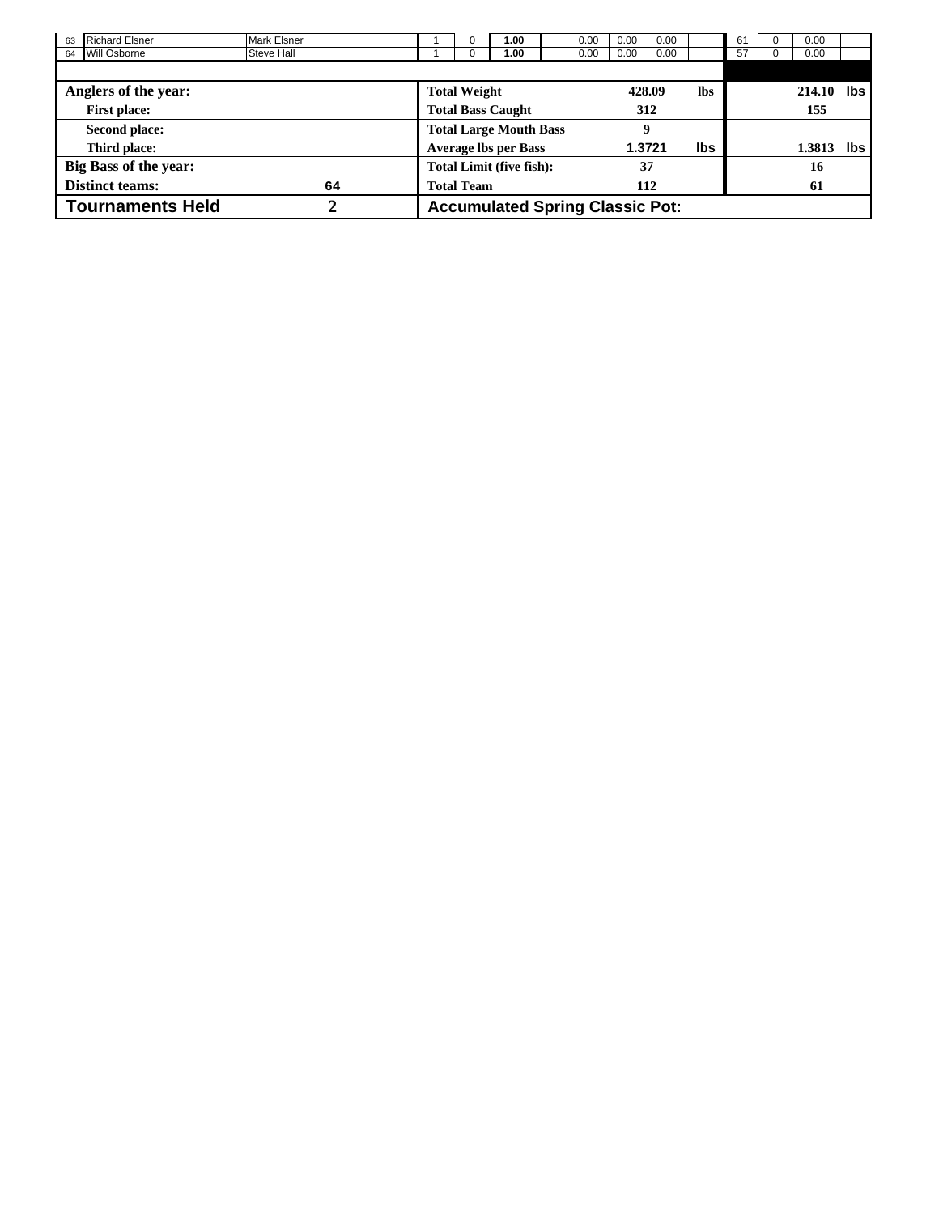| | | | | | | | | | | | | | | |
|---|---|---|---|---|---|---|---|---|---|---|---|---|---|---|
| 63 | Richard Elsner | Mark Elsner | 1 | 0 | 1.00 | | 0.00 | 0.00 | 0.00 | | 61 | 0 | 0.00 | |
| 64 | Will Osborne | Steve Hall | 1 | 0 | 1.00 | | 0.00 | 0.00 | 0.00 | | 57 | 0 | 0.00 | |

| | | | | | | |
|---|---|---|---|---|---|---|
| **Anglers of the year:** | | **Total Weight** | **428.09** | **lbs** | **214.10** | **lbs** |
| **First place:** | | **Total Bass Caught** | **312** | | **155** | |
| **Second place:** | | **Total Large Mouth Bass** | **9** | | | |
| **Third place:** | | **Average lbs per Bass** | **1.3721** | **lbs** | **1.3813** | **lbs** |
| **Big Bass of the year:** | | **Total Limit (five fish):** | **37** | | **16** | |
| **Distinct teams:** | **64** | **Total Team** | **112** | | **61** | |
| **Tournaments Held** | **2** | **Accumulated Spring Classic Pot:** | | | | |